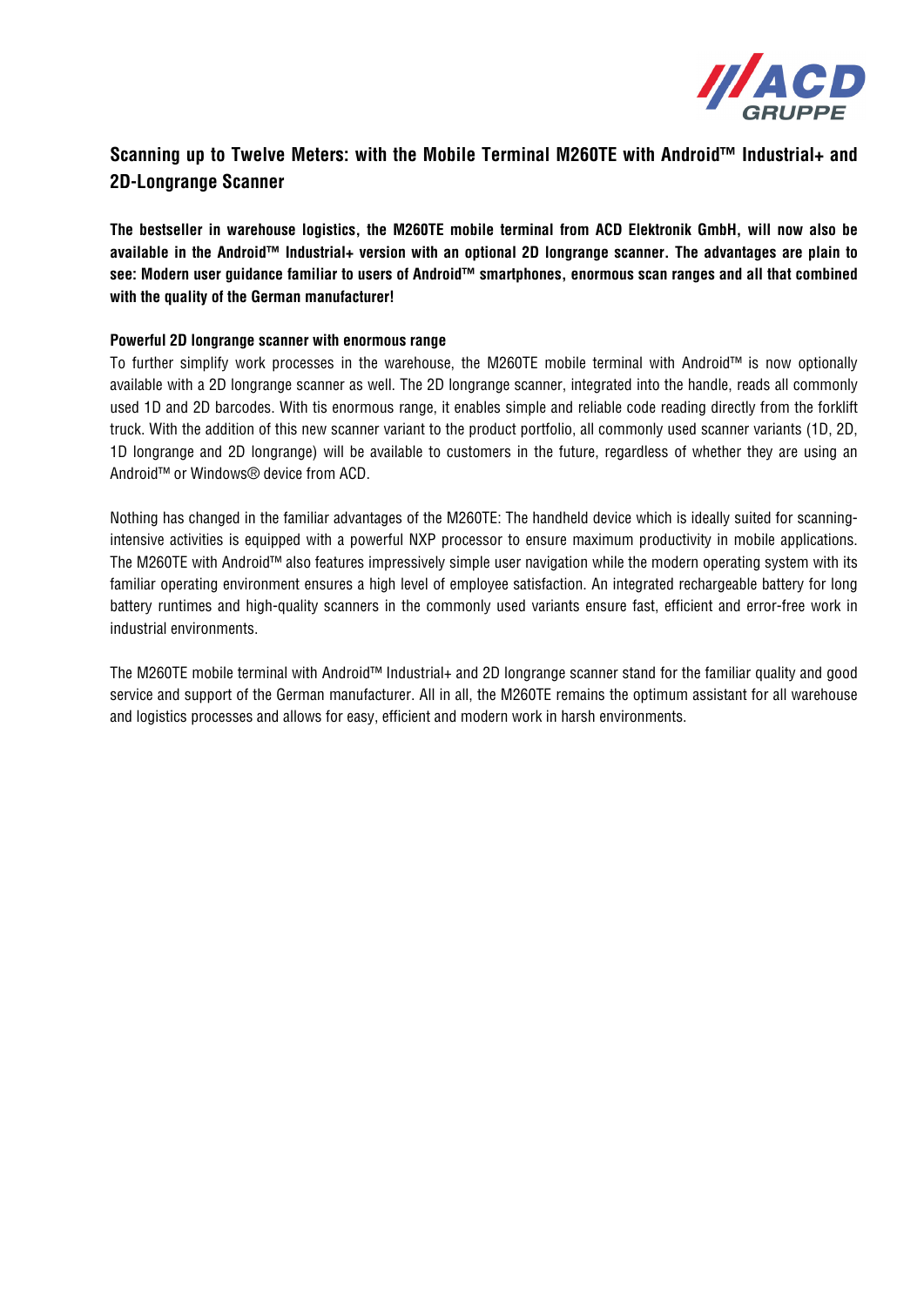# Scanning up to Twelve Meters: with the Mobile Terminal M260TE with Android™ Industrial+ and 2D-Longrange Scanner

**The bestseller in warehouse logistics, the M260TE mobile terminal from ACD Elektronik GmbH, will now also be available in the Android™ Industrial+ version with an optional 2D longrange scanner. The advantages are plain to see: Modern user guidance familiar to users of Android™ smartphones, enormous scan ranges and all that combined with the quality of the German manufacturer!**

**Powerful 2D longrange scanner with enormous range**

To further simplify work processes in the warehouse, the M260TE mobile terminal with Android™ is now optionally available with a 2D longrange scanner as well. The 2D longrange scanner, integrated into the handle, reads all commonly used 1D and 2D barcodes. With tis enormous range, it enables simple and reliable code reading directly from the forklift truck. With the addition of this new scanner variant to the product portfolio, all commonly used scanner variants (1D, 2D, 1D longrange and 2D longrange) will be available to customers in the future, regardless of whether they are using an Android™ or Windows® device from ACD.

Nothing has changed in the familiar advantages of the M260TE: The handheld device which is ideally suited for scanning-intensive activities is equipped with a powerful NXP processor to ensure maximum productivity in mobile applications. The M260TE with Android™ also features impressively simple user navigation while the modern operating system with its familiar operating environment ensures a high level of employee satisfaction. An integrated rechargeable battery for long battery runtimes and high-quality scanners in the commonly used variants ensure fast, efficient and error-free work in industrial environments.

The M260TE mobile terminal with Android™ Industrial+ and 2D longrange scanner stand for the familiar quality and good service and support of the German manufacturer. All in all, the M260TE remains the optimum assistant for all warehouse and logistics processes and allows for easy, efficient and modern work in harsh environments.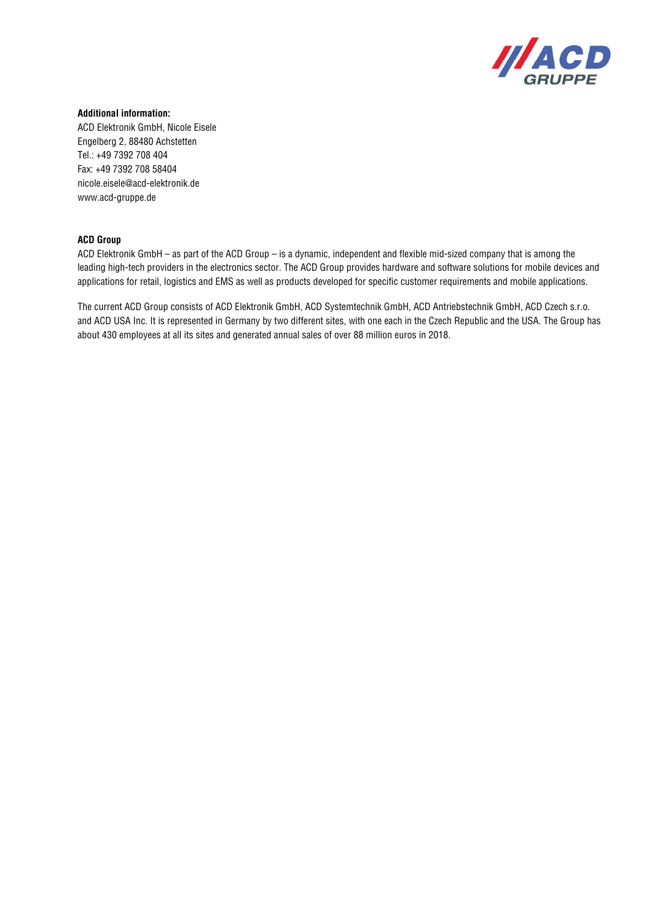**Additional information:**
ACD Elektronik GmbH, Nicole Eisele
Engelberg 2, 88480 Achstetten
Tel.: +49 7392 708 404
Fax: +49 7392 708 58404
nicole.eisele@acd-elektronik.de
www.acd-gruppe.de

**ACD Group**

ACD Elektronik GmbH – as part of the ACD Group – is a dynamic, independent and flexible mid-sized company that is among the leading high-tech providers in the electronics sector. The ACD Group provides hardware and software solutions for mobile devices and applications for retail, logistics and EMS as well as products developed for specific customer requirements and mobile applications.

The current ACD Group consists of ACD Elektronik GmbH, ACD Systemtechnik GmbH, ACD Antriebstechnik GmbH, ACD Czech s.r.o. and ACD USA Inc. It is represented in Germany by two different sites, with one each in the Czech Republic and the USA. The Group has about 430 employees at all its sites and generated annual sales of over 88 million euros in 2018.